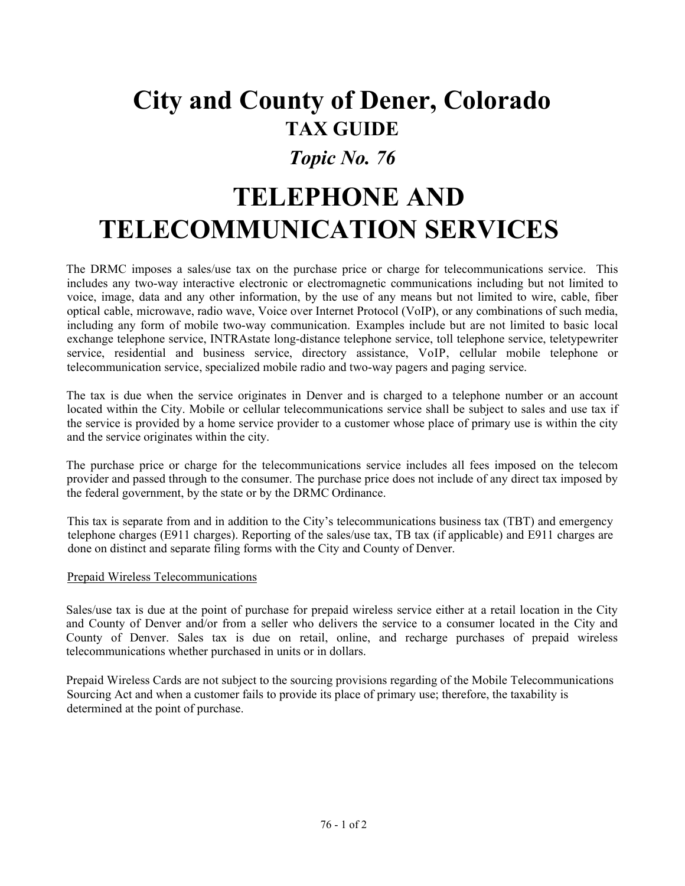# City and County of Dener, Colorado

## TAX GUIDE

### *Topic No. 76*

# TELEPHONE AND TELECOMMUNICATION SERVICES

The DRMC imposes a sales/use tax on the purchase price or charge for telecommunications service. This includes any two-way interactive electronic or electromagnetic communications including but not limited to voice, image, data and any other information, by the use of any means but not limited to wire, cable, fiber optical cable, microwave, radio wave, Voice over Internet Protocol (VoIP), or any combinations of such media, including any form of mobile two-way communication. Examples include but are not limited to basic local exchange telephone service, INTRAstate long-distance telephone service, toll telephone service, teletypewriter service, residential and business service, directory assistance, VoIP, cellular mobile telephone or telecommunication service, specialized mobile radio and two-way pagers and paging service.

The tax is due when the service originates in Denver and is charged to a telephone number or an account located within the City. Mobile or cellular telecommunications service shall be subject to sales and use tax if the service is provided by a home service provider to a customer whose place of primary use is within the city and the service originates within the city.

The purchase price or charge for the telecommunications service includes all fees imposed on the telecom provider and passed through to the consumer. The purchase price does not include of any direct tax imposed by the federal government, by the state or by the DRMC Ordinance.

This tax is separate from and in addition to the City's telecommunications business tax (TBT) and emergency telephone charges (E911 charges). Reporting of the sales/use tax, TB tax (if applicable) and E911 charges are done on distinct and separate filing forms with the City and County of Denver.

Prepaid Wireless Telecommunications

Sales/use tax is due at the point of purchase for prepaid wireless service either at a retail location in the City and County of Denver and/or from a seller who delivers the service to a consumer located in the City and County of Denver. Sales tax is due on retail, online, and recharge purchases of prepaid wireless telecommunications whether purchased in units or in dollars.

Prepaid Wireless Cards are not subject to the sourcing provisions regarding of the Mobile Telecommunications Sourcing Act and when a customer fails to provide its place of primary use; therefore, the taxability is determined at the point of purchase.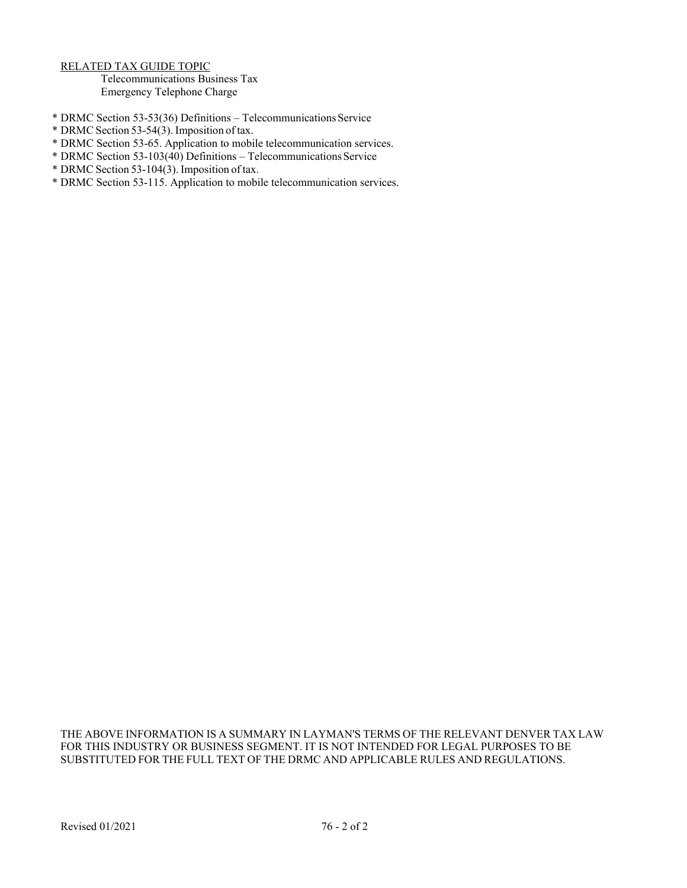RELATED TAX GUIDE TOPIC

Telecommunications Business Tax
Emergency Telephone Charge

* DRMC Section 53-53(36) Definitions – Telecommunications Service
* DRMC Section 53-54(3). Imposition of tax.
* DRMC Section 53-65. Application to mobile telecommunication services.
* DRMC Section 53-103(40) Definitions – Telecommunications Service
* DRMC Section 53-104(3). Imposition of tax.
* DRMC Section 53-115. Application to mobile telecommunication services.

THE ABOVE INFORMATION IS A SUMMARY IN LAYMAN'S TERMS OF THE RELEVANT DENVER TAX LAW FOR THIS INDUSTRY OR BUSINESS SEGMENT. IT IS NOT INTENDED FOR LEGAL PURPOSES TO BE SUBSTITUTED FOR THE FULL TEXT OF THE DRMC AND APPLICABLE RULES AND REGULATIONS.

Revised 01/2021